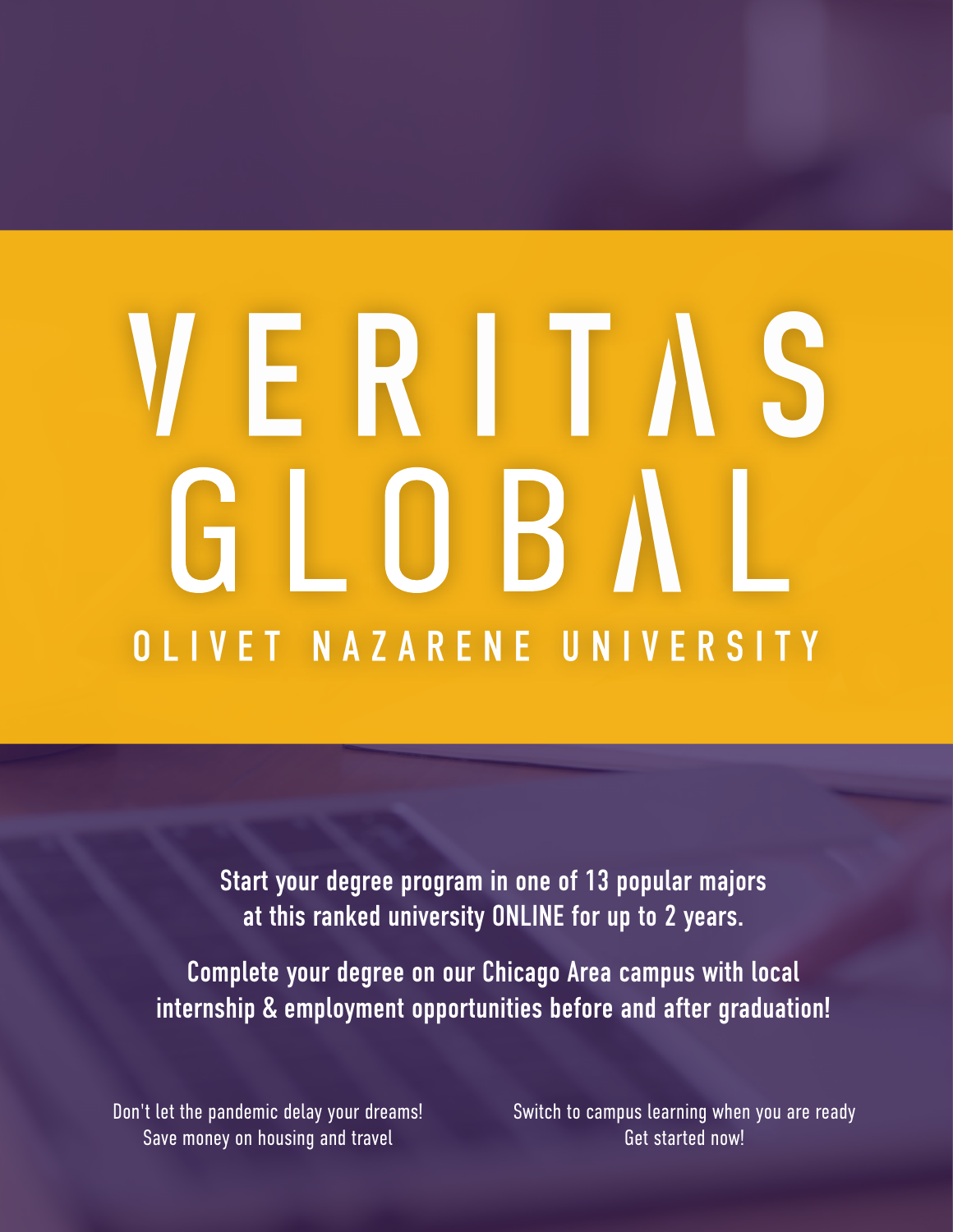# VERITAS GLOBAL

## OLIVET NAZARENE UNIVERSITY

**Start your degree program in one of 13 popular majors at this ranked university ONLINE for up to 2 years.**

**Complete your degree on our Chicago Area campus with local internship & employment opportunities before and after graduation!**

Don't let the pandemic delay your dreams!
Save money on housing and travel

Switch to campus learning when you are ready
Get started now!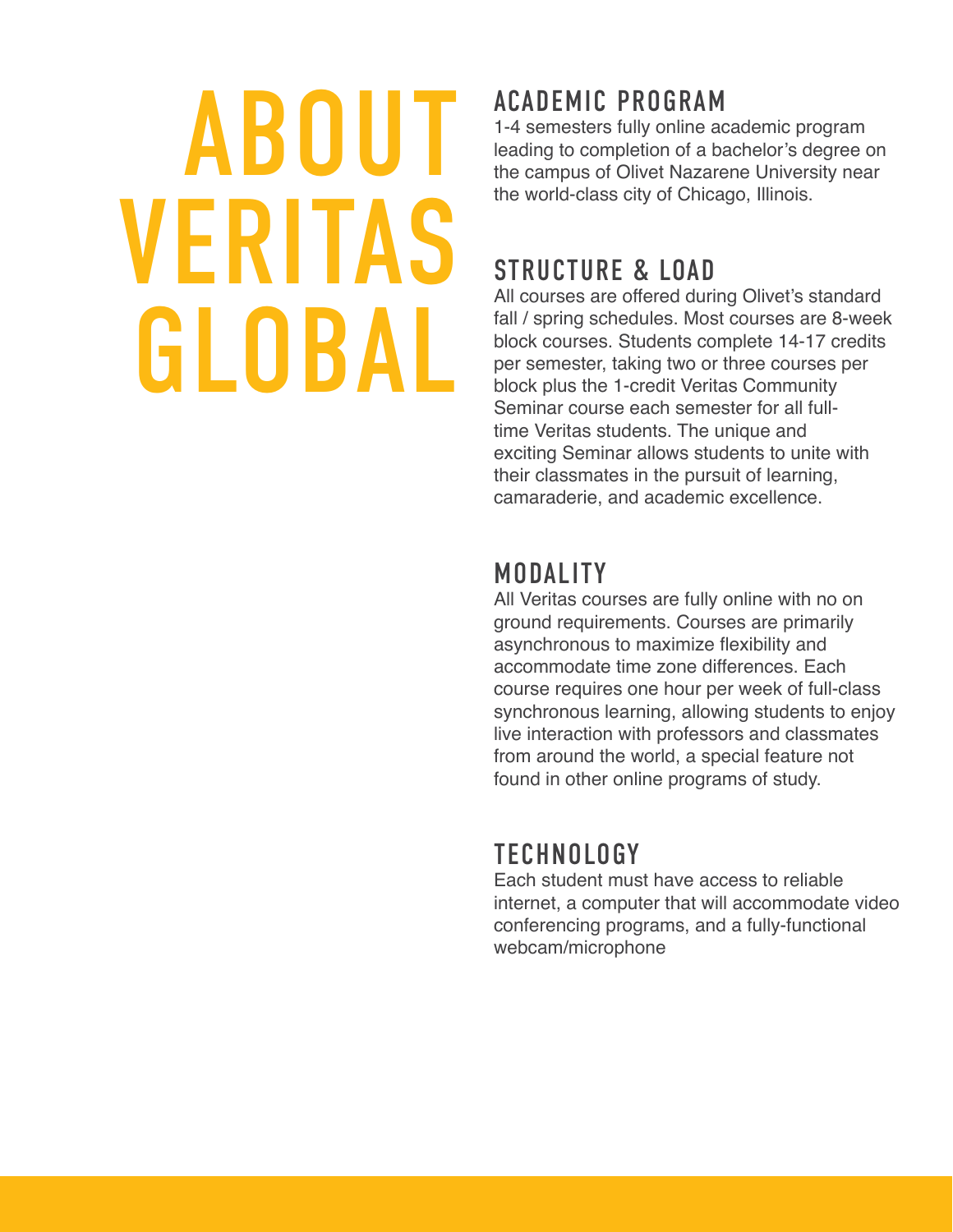# ABOUT VERITAS GLOBAL

## ACADEMIC PROGRAM

1-4 semesters fully online academic program leading to completion of a bachelor's degree on the campus of Olivet Nazarene University near the world-class city of Chicago, Illinois.

## STRUCTURE & LOAD

All courses are offered during Olivet's standard fall / spring schedules. Most courses are 8-week block courses. Students complete 14-17 credits per semester, taking two or three courses per block plus the 1-credit Veritas Community Seminar course each semester for all full-time Veritas students. The unique and exciting Seminar allows students to unite with their classmates in the pursuit of learning, camaraderie, and academic excellence.

## MODALITY

All Veritas courses are fully online with no on ground requirements. Courses are primarily asynchronous to maximize flexibility and accommodate time zone differences. Each course requires one hour per week of full-class synchronous learning, allowing students to enjoy live interaction with professors and classmates from around the world, a special feature not found in other online programs of study.

## TECHNOLOGY

Each student must have access to reliable internet, a computer that will accommodate video conferencing programs, and a fully-functional webcam/microphone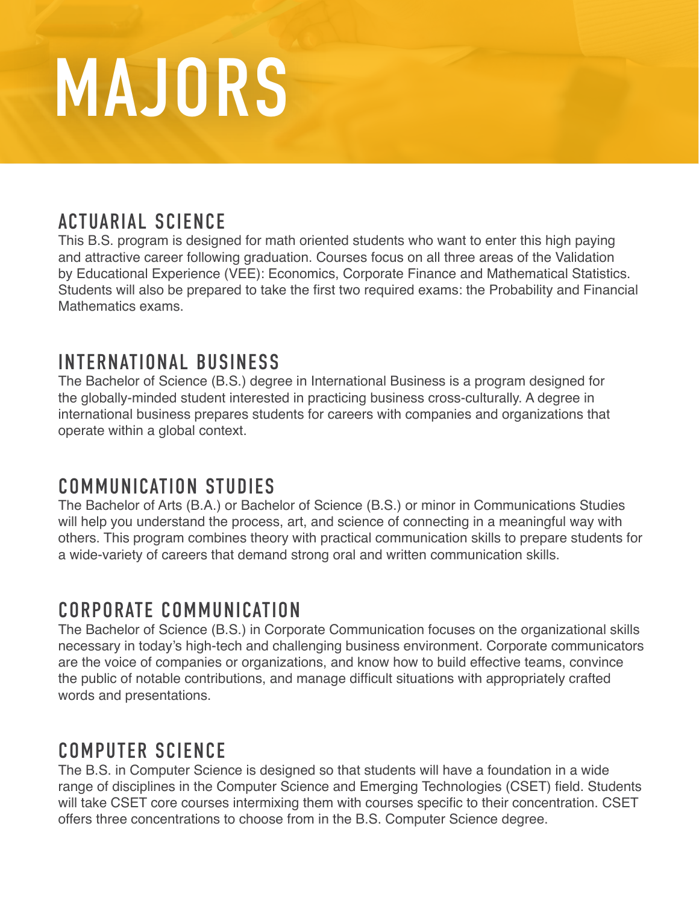# MAJORS

## ACTUARIAL SCIENCE

This B.S. program is designed for math oriented students who want to enter this high paying and attractive career following graduation. Courses focus on all three areas of the Validation by Educational Experience (VEE): Economics, Corporate Finance and Mathematical Statistics. Students will also be prepared to take the first two required exams: the Probability and Financial Mathematics exams.

## INTERNATIONAL BUSINESS

The Bachelor of Science (B.S.) degree in International Business is a program designed for the globally-minded student interested in practicing business cross-culturally. A degree in international business prepares students for careers with companies and organizations that operate within a global context.

## COMMUNICATION STUDIES

The Bachelor of Arts (B.A.) or Bachelor of Science (B.S.) or minor in Communications Studies will help you understand the process, art, and science of connecting in a meaningful way with others. This program combines theory with practical communication skills to prepare students for a wide-variety of careers that demand strong oral and written communication skills.

## CORPORATE COMMUNICATION

The Bachelor of Science (B.S.) in Corporate Communication focuses on the organizational skills necessary in today's high-tech and challenging business environment. Corporate communicators are the voice of companies or organizations, and know how to build effective teams, convince the public of notable contributions, and manage difficult situations with appropriately crafted words and presentations.

## COMPUTER SCIENCE

The B.S. in Computer Science is designed so that students will have a foundation in a wide range of disciplines in the Computer Science and Emerging Technologies (CSET) field. Students will take CSET core courses intermixing them with courses specific to their concentration. CSET offers three concentrations to choose from in the B.S. Computer Science degree.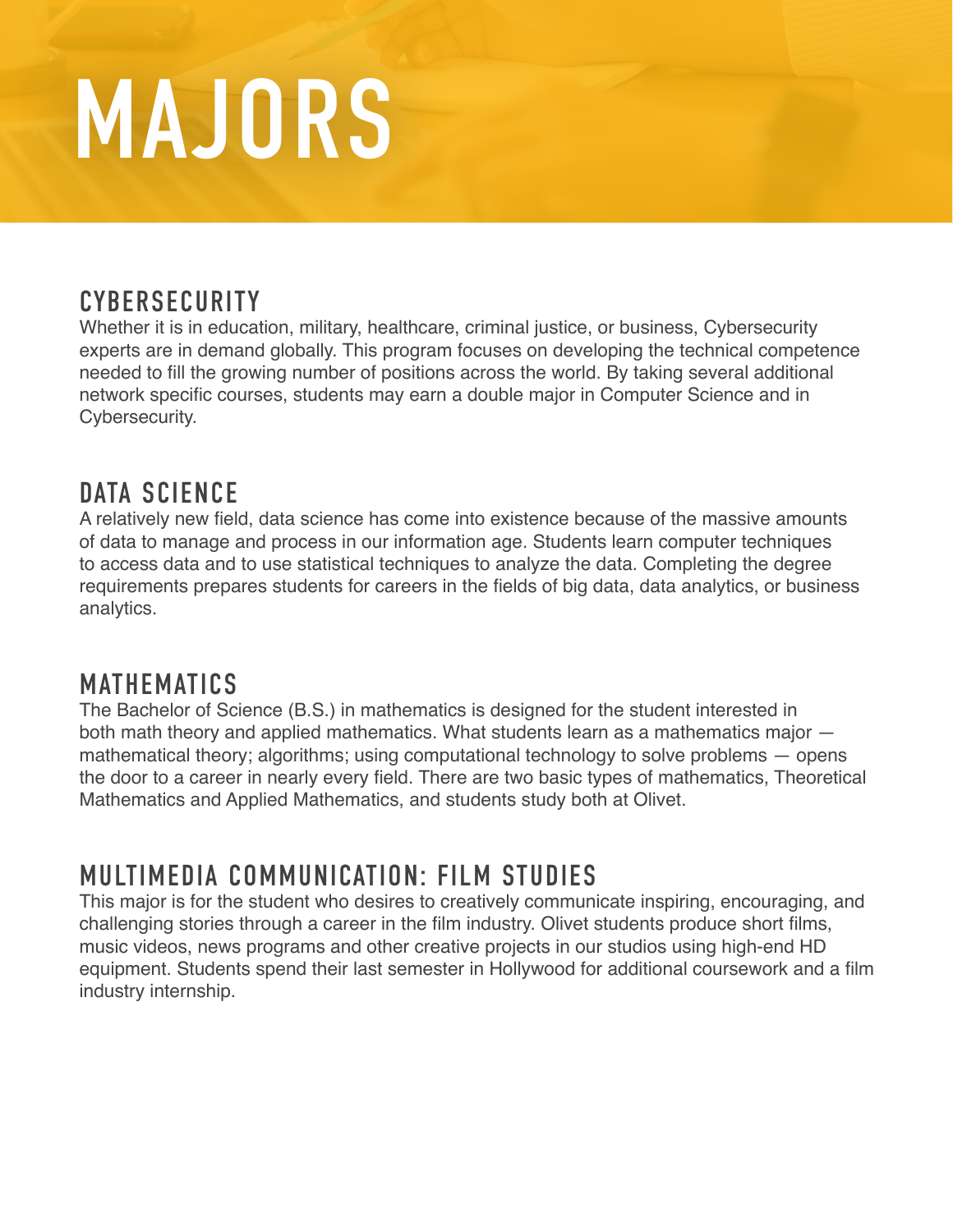# MAJORS

## CYBERSECURITY

Whether it is in education, military, healthcare, criminal justice, or business, Cybersecurity experts are in demand globally. This program focuses on developing the technical competence needed to fill the growing number of positions across the world. By taking several additional network specific courses, students may earn a double major in Computer Science and in Cybersecurity.

## DATA SCIENCE

A relatively new field, data science has come into existence because of the massive amounts of data to manage and process in our information age. Students learn computer techniques to access data and to use statistical techniques to analyze the data. Completing the degree requirements prepares students for careers in the fields of big data, data analytics, or business analytics.

## MATHEMATICS

The Bachelor of Science (B.S.) in mathematics is designed for the student interested in both math theory and applied mathematics. What students learn as a mathematics major — mathematical theory; algorithms; using computational technology to solve problems — opens the door to a career in nearly every field. There are two basic types of mathematics, Theoretical Mathematics and Applied Mathematics, and students study both at Olivet.

## MULTIMEDIA COMMUNICATION: FILM STUDIES

This major is for the student who desires to creatively communicate inspiring, encouraging, and challenging stories through a career in the film industry. Olivet students produce short films, music videos, news programs and other creative projects in our studios using high-end HD equipment. Students spend their last semester in Hollywood for additional coursework and a film industry internship.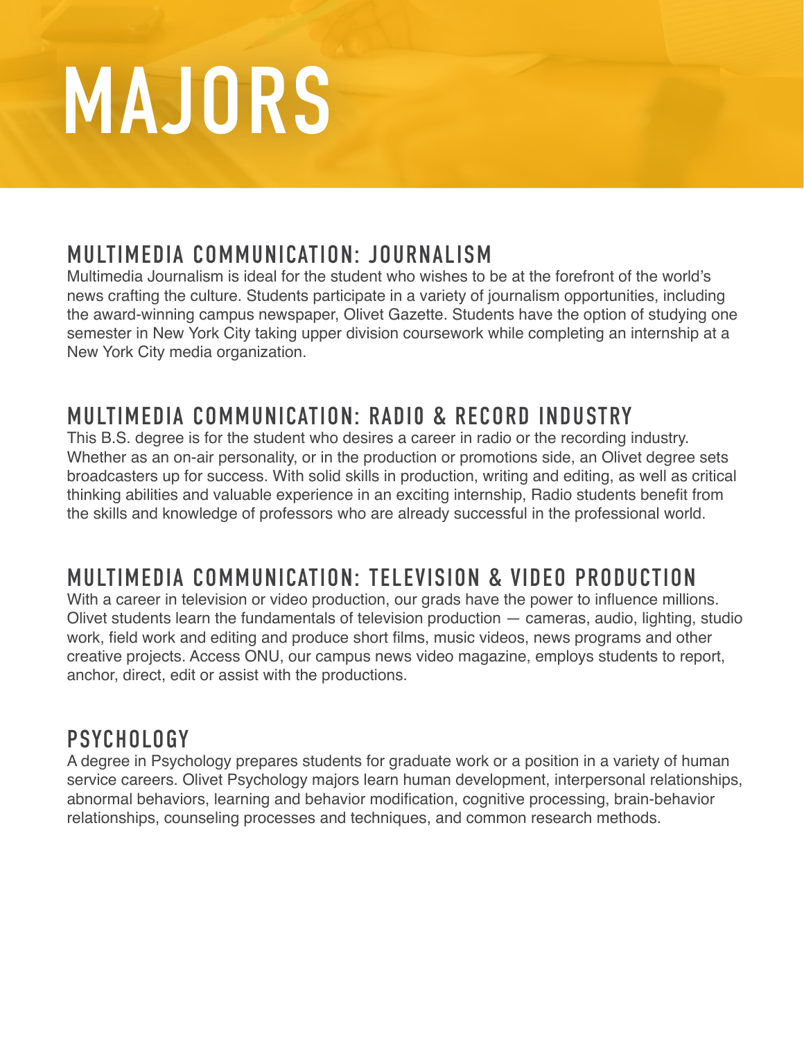# MAJORS

## MULTIMEDIA COMMUNICATION: JOURNALISM

Multimedia Journalism is ideal for the student who wishes to be at the forefront of the world's news crafting the culture. Students participate in a variety of journalism opportunities, including the award-winning campus newspaper, Olivet Gazette. Students have the option of studying one semester in New York City taking upper division coursework while completing an internship at a New York City media organization.

## MULTIMEDIA COMMUNICATION: RADIO & RECORD INDUSTRY

This B.S. degree is for the student who desires a career in radio or the recording industry. Whether as an on-air personality, or in the production or promotions side, an Olivet degree sets broadcasters up for success. With solid skills in production, writing and editing, as well as critical thinking abilities and valuable experience in an exciting internship, Radio students benefit from the skills and knowledge of professors who are already successful in the professional world.

## MULTIMEDIA COMMUNICATION: TELEVISION & VIDEO PRODUCTION

With a career in television or video production, our grads have the power to influence millions. Olivet students learn the fundamentals of television production — cameras, audio, lighting, studio work, field work and editing and produce short films, music videos, news programs and other creative projects. Access ONU, our campus news video magazine, employs students to report, anchor, direct, edit or assist with the productions.

## PSYCHOLOGY

A degree in Psychology prepares students for graduate work or a position in a variety of human service careers. Olivet Psychology majors learn human development, interpersonal relationships, abnormal behaviors, learning and behavior modification, cognitive processing, brain-behavior relationships, counseling processes and techniques, and common research methods.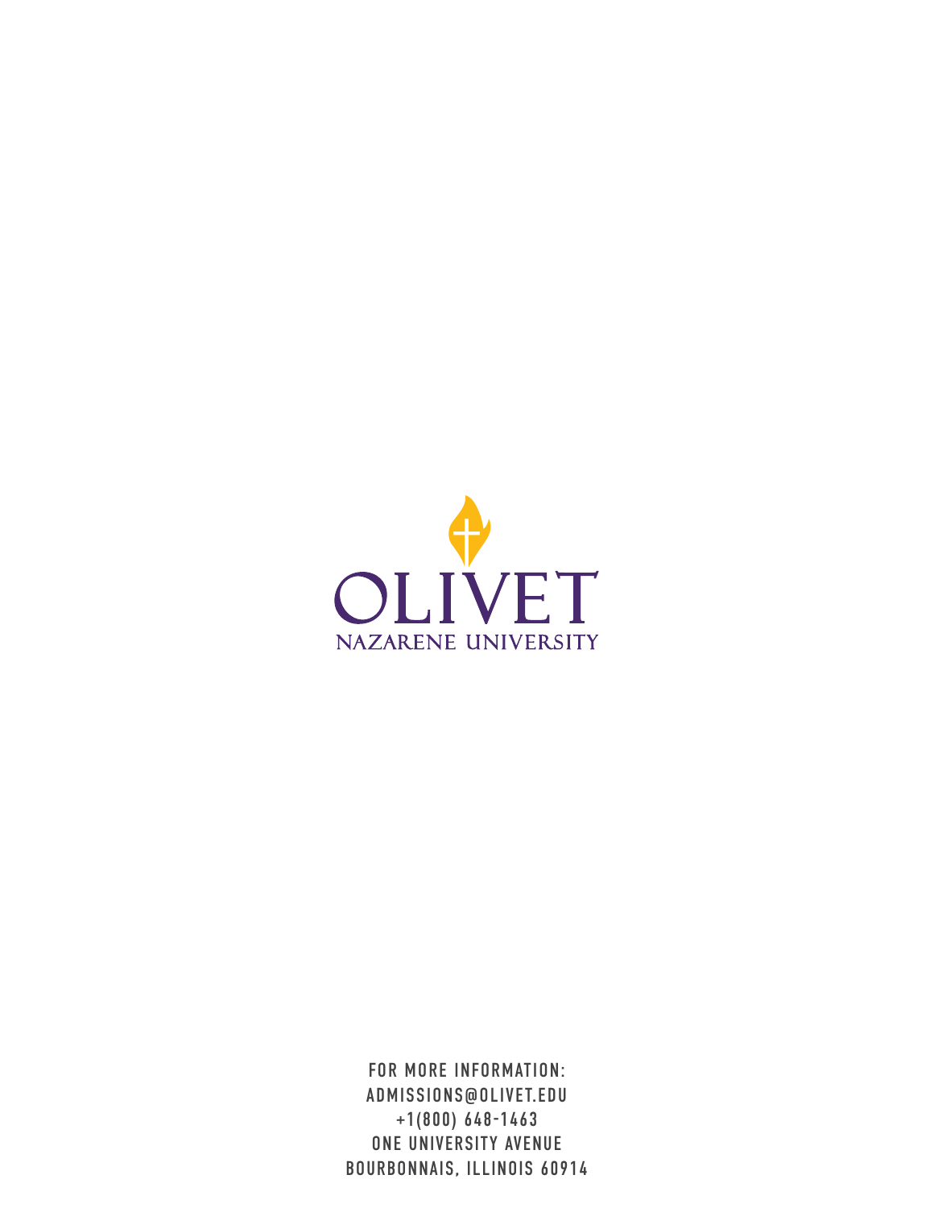OLIVET
NAZARENE UNIVERSITY

FOR MORE INFORMATION:
ADMISSIONS@OLIVET.EDU
+1(800) 648-1463
ONE UNIVERSITY AVENUE
BOURBONNAIS, ILLINOIS 60914